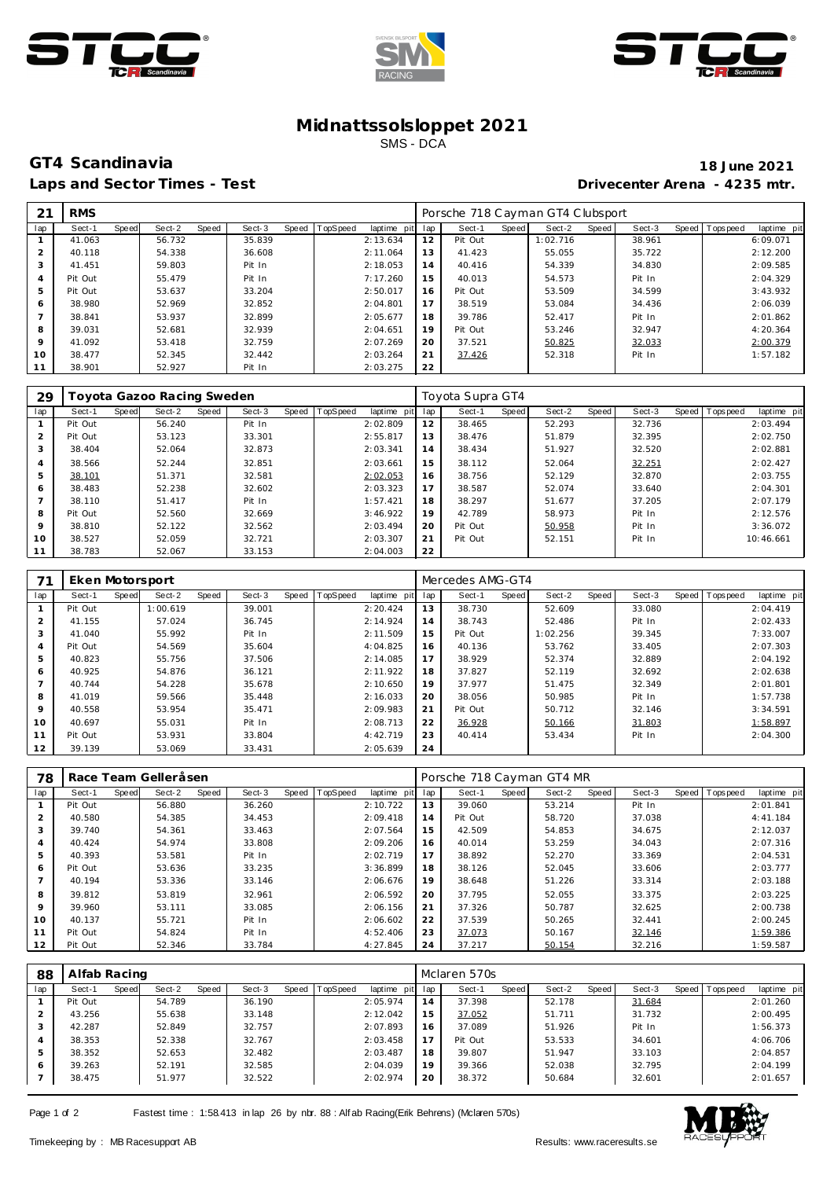# Midnattssolsloppet 2021

SMS - DCA

## GT4 Scandinavia

**18 June 2021**

**Laps and Sector Times - Test**

**Drivecenter Arena - 4235 mtr.**

| 21 | RMS | | | | | | | | Porsche 718 Cayman GT4 Clubsport | | | | | | | | |
|---|---|---|---|---|---|---|---|---|---|---|---|---|---|---|---|---|---|
| lap | Sect-1 | Speed | Sect-2 | Speed | Sect-3 | Speed | TopSpeed | laptime pit | lap | Sect-1 | Speed | Sect-2 | Speed | Sect-3 | Speed | Topspeed | laptime pit |
| 1 | 41.063 | | 56.732 | | 35.839 | | | 2:13.634 | 12 | Pit Out | | 1:02.716 | | 38.961 | | | 6:09.071 |
| 2 | 40.118 | | 54.338 | | 36.608 | | | 2:11.064 | 13 | 41.423 | | 55.055 | | 35.722 | | | 2:12.200 |
| 3 | 41.451 | | 59.803 | | Pit In | | | 2:18.053 | 14 | 40.416 | | 54.339 | | 34.830 | | | 2:09.585 |
| 4 | Pit Out | | 55.479 | | Pit In | | | 7:17.260 | 15 | 40.013 | | 54.573 | | Pit In | | | 2:04.329 |
| 5 | Pit Out | | 53.637 | | 33.204 | | | 2:50.017 | 16 | Pit Out | | 53.509 | | 34.599 | | | 3:43.932 |
| 6 | 38.980 | | 52.969 | | 32.852 | | | 2:04.801 | 17 | 38.519 | | 53.084 | | 34.436 | | | 2:06.039 |
| 7 | 38.841 | | 53.937 | | 32.899 | | | 2:05.677 | 18 | 39.786 | | 52.417 | | Pit In | | | 2:01.862 |
| 8 | 39.031 | | 52.681 | | 32.939 | | | 2:04.651 | 19 | Pit Out | | 53.246 | | 32.947 | | | 4:20.364 |
| 9 | 41.092 | | 53.418 | | 32.759 | | | 2:07.269 | 20 | 37.521 | | 50.825 | | 32.033 | | | 2:00.379 |
| 10 | 38.477 | | 52.345 | | 32.442 | | | 2:03.264 | 21 | 37.426 | | 52.318 | | Pit In | | | 1:57.182 |
| 11 | 38.901 | | 52.927 | | Pit In | | | 2:03.275 | 22 | | | | | | | | |

| 29 | Toyota Gazoo Racing Sweden | | | | | | | | Toyota Supra GT4 | | | | | | | | |
|---|---|---|---|---|---|---|---|---|---|---|---|---|---|---|---|---|---|
| lap | Sect-1 | Speed | Sect-2 | Speed | Sect-3 | Speed | TopSpeed | laptime pit | lap | Sect-1 | Speed | Sect-2 | Speed | Sect-3 | Speed | Topspeed | laptime pit |
| 1 | Pit Out | | 56.240 | | Pit In | | | 2:02.809 | 12 | 38.465 | | 52.293 | | 32.736 | | | 2:03.494 |
| 2 | Pit Out | | 53.123 | | 33.301 | | | 2:55.817 | 13 | 38.476 | | 51.879 | | 32.395 | | | 2:02.750 |
| 3 | 38.404 | | 52.064 | | 32.873 | | | 2:03.341 | 14 | 38.434 | | 51.927 | | 32.520 | | | 2:02.881 |
| 4 | 38.566 | | 52.244 | | 32.851 | | | 2:03.661 | 15 | 38.112 | | 52.064 | | 32.251 | | | 2:02.427 |
| 5 | 38.101 | | 51.371 | | 32.581 | | | 2:02.053 | 16 | 38.756 | | 52.129 | | 32.870 | | | 2:03.755 |
| 6 | 38.483 | | 52.238 | | 32.602 | | | 2:03.323 | 17 | 38.587 | | 52.074 | | 33.640 | | | 2:04.301 |
| 7 | 38.110 | | 51.417 | | Pit In | | | 1:57.421 | 18 | 38.297 | | 51.677 | | 37.205 | | | 2:07.179 |
| 8 | Pit Out | | 52.560 | | 32.669 | | | 3:46.922 | 19 | 42.789 | | 58.973 | | Pit In | | | 2:12.576 |
| 9 | 38.810 | | 52.122 | | 32.562 | | | 2:03.494 | 20 | Pit Out | | 50.958 | | Pit In | | | 3:36.072 |
| 10 | 38.527 | | 52.059 | | 32.721 | | | 2:03.307 | 21 | Pit Out | | 52.151 | | Pit In | | | 10:46.661 |
| 11 | 38.783 | | 52.067 | | 33.153 | | | 2:04.003 | 22 | | | | | | | | |

| 71 | Eken Motorsport | | | | | | | | Mercedes AMG-GT4 | | | | | | | | |
|---|---|---|---|---|---|---|---|---|---|---|---|---|---|---|---|---|---|
| lap | Sect-1 | Speed | Sect-2 | Speed | Sect-3 | Speed | TopSpeed | laptime pit | lap | Sect-1 | Speed | Sect-2 | Speed | Sect-3 | Speed | Topspeed | laptime pit |
| 1 | Pit Out | | 1:00.619 | | 39.001 | | | 2:20.424 | 13 | 38.730 | | 52.609 | | 33.080 | | | 2:04.419 |
| 2 | 41.155 | | 57.024 | | 36.745 | | | 2:14.924 | 14 | 38.743 | | 52.486 | | Pit In | | | 2:02.433 |
| 3 | 41.040 | | 55.992 | | Pit In | | | 2:11.509 | 15 | Pit Out | | 1:02.256 | | 39.345 | | | 7:33.007 |
| 4 | Pit Out | | 54.569 | | 35.604 | | | 4:04.825 | 16 | 40.136 | | 53.762 | | 33.405 | | | 2:07.303 |
| 5 | 40.823 | | 55.756 | | 37.506 | | | 2:14.085 | 17 | 38.929 | | 52.374 | | 32.889 | | | 2:04.192 |
| 6 | 40.925 | | 54.876 | | 36.121 | | | 2:11.922 | 18 | 37.827 | | 52.119 | | 32.692 | | | 2:02.638 |
| 7 | 40.744 | | 54.228 | | 35.678 | | | 2:10.650 | 19 | 37.977 | | 51.475 | | 32.349 | | | 2:01.801 |
| 8 | 41.019 | | 59.566 | | 35.448 | | | 2:16.033 | 20 | 38.056 | | 50.985 | | Pit In | | | 1:57.738 |
| 9 | 40.558 | | 53.954 | | 35.471 | | | 2:09.983 | 21 | Pit Out | | 50.712 | | 32.146 | | | 3:34.591 |
| 10 | 40.697 | | 55.031 | | Pit In | | | 2:08.713 | 22 | 36.928 | | 50.166 | | 31.803 | | | 1:58.897 |
| 11 | Pit Out | | 53.931 | | 33.804 | | | 4:42.719 | 23 | 40.414 | | 53.434 | | Pit In | | | 2:04.300 |
| 12 | 39.139 | | 53.069 | | 33.431 | | | 2:05.639 | 24 | | | | | | | | |

| 78 | Race Team Gelleråsen | | | | | | | | Porsche 718 Cayman GT4 MR | | | | | | | | |
|---|---|---|---|---|---|---|---|---|---|---|---|---|---|---|---|---|---|
| lap | Sect-1 | Speed | Sect-2 | Speed | Sect-3 | Speed | TopSpeed | laptime pit | lap | Sect-1 | Speed | Sect-2 | Speed | Sect-3 | Speed | Topspeed | laptime pit |
| 1 | Pit Out | | 56.880 | | 36.260 | | | 2:10.722 | 13 | 39.060 | | 53.214 | | Pit In | | | 2:01.841 |
| 2 | 40.580 | | 54.385 | | 34.453 | | | 2:09.418 | 14 | Pit Out | | 58.720 | | 37.038 | | | 4:41.184 |
| 3 | 39.740 | | 54.361 | | 33.463 | | | 2:07.564 | 15 | 42.509 | | 54.853 | | 34.675 | | | 2:12.037 |
| 4 | 40.424 | | 54.974 | | 33.808 | | | 2:09.206 | 16 | 40.014 | | 53.259 | | 34.043 | | | 2:07.316 |
| 5 | 40.393 | | 53.581 | | Pit In | | | 2:02.719 | 17 | 38.892 | | 52.270 | | 33.369 | | | 2:04.531 |
| 6 | Pit Out | | 53.636 | | 33.235 | | | 3:36.899 | 18 | 38.126 | | 52.045 | | 33.606 | | | 2:03.777 |
| 7 | 40.194 | | 53.336 | | 33.146 | | | 2:06.676 | 19 | 38.648 | | 51.226 | | 33.314 | | | 2:03.188 |
| 8 | 39.812 | | 53.819 | | 32.961 | | | 2:06.592 | 20 | 37.795 | | 52.055 | | 33.375 | | | 2:03.225 |
| 9 | 39.960 | | 53.111 | | 33.085 | | | 2:06.156 | 21 | 37.326 | | 50.787 | | 32.625 | | | 2:00.738 |
| 10 | 40.137 | | 55.721 | | Pit In | | | 2:06.602 | 22 | 37.539 | | 50.265 | | 32.441 | | | 2:00.245 |
| 11 | Pit Out | | 54.824 | | Pit In | | | 4:52.406 | 23 | 37.073 | | 50.167 | | 32.146 | | | 1:59.386 |
| 12 | Pit Out | | 52.346 | | 33.784 | | | 4:27.845 | 24 | 37.217 | | 50.154 | | 32.216 | | | 1:59.587 |

| 88 | Alfab Racing | | | | | | | | Mclaren 570s | | | | | | | | |
|---|---|---|---|---|---|---|---|---|---|---|---|---|---|---|---|---|---|
| lap | Sect-1 | Speed | Sect-2 | Speed | Sect-3 | Speed | TopSpeed | laptime pit | lap | Sect-1 | Speed | Sect-2 | Speed | Sect-3 | Speed | Topspeed | laptime pit |
| 1 | Pit Out | | 54.789 | | 36.190 | | | 2:05.974 | 14 | 37.398 | | 52.178 | | 31.684 | | | 2:01.260 |
| 2 | 43.256 | | 55.638 | | 33.148 | | | 2:12.042 | 15 | 37.052 | | 51.711 | | 31.732 | | | 2:00.495 |
| 3 | 42.287 | | 52.849 | | 32.757 | | | 2:07.893 | 16 | 37.089 | | 51.926 | | Pit In | | | 1:56.373 |
| 4 | 38.353 | | 52.338 | | 32.767 | | | 2:03.458 | 17 | Pit Out | | 53.533 | | 34.601 | | | 4:06.706 |
| 5 | 38.352 | | 52.653 | | 32.482 | | | 2:03.487 | 18 | 39.807 | | 51.947 | | 33.103 | | | 2:04.857 |
| 6 | 39.263 | | 52.191 | | 32.585 | | | 2:04.039 | 19 | 39.366 | | 52.038 | | 32.795 | | | 2:04.199 |
| 7 | 38.475 | | 51.977 | | 32.522 | | | 2:02.974 | 20 | 38.372 | | 50.684 | | 32.601 | | | 2:01.657 |

Fastest time : 1:58.413 in lap 26 by nbr. 88 : Alfab Racing(Erik Behrens) (Mclaren 570s)

Timekeeping by : MB Racesupport AB

Results: www.raceresults.se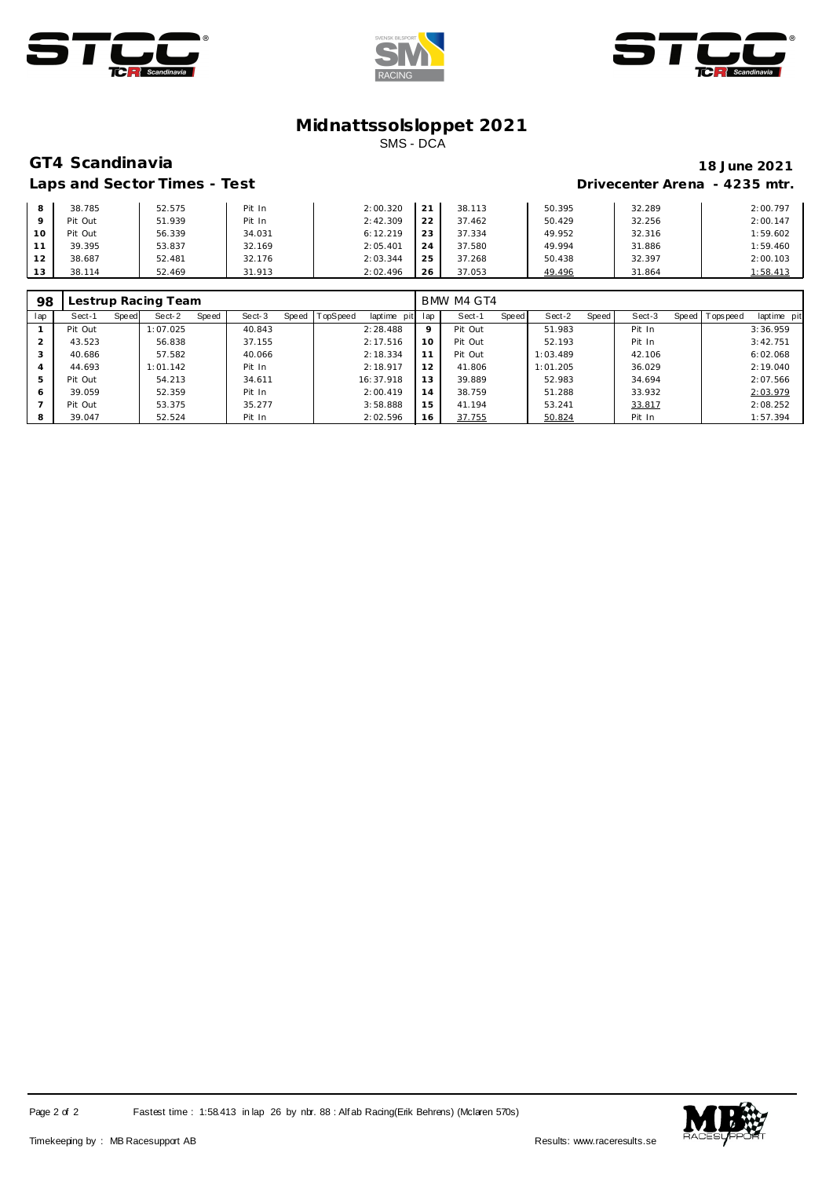# Midnattssolsloppet 2021

SMS - DCA

## GT4 Scandinavia

**18 June 2021**

### Laps and Sector Times - Test

**Drivecenter Arena - 4235 mtr.**

| lap | Sect-1 | Speed | Sect-2 | Speed | Sect-3 | Speed | TopSpeed | laptime pit | lap | Sect-1 | Speed | Sect-2 | Speed | Sect-3 | Speed | Topspeed | laptime pit |
|---|---|---|---|---|---|---|---|---|---|---|---|---|---|---|---|---|---|
| 8 | 38.785 | | 52.575 | | Pit In | | | 2:00.320 | 21 | 38.113 | | 50.395 | | 32.289 | | | 2:00.797 |
| 9 | Pit Out | | 51.939 | | Pit In | | | 2:42.309 | 22 | 37.462 | | 50.429 | | 32.256 | | | 2:00.147 |
| 10 | Pit Out | | 56.339 | | 34.031 | | | 6:12.219 | 23 | 37.334 | | 49.952 | | 32.316 | | | 1:59.602 |
| 11 | 39.395 | | 53.837 | | 32.169 | | | 2:05.401 | 24 | 37.580 | | 49.994 | | 31.886 | | | 1:59.460 |
| 12 | 38.687 | | 52.481 | | 32.176 | | | 2:03.344 | 25 | 37.268 | | 50.438 | | 32.397 | | | 2:00.103 |
| 13 | 38.114 | | 52.469 | | 31.913 | | | 2:02.496 | 26 | 37.053 | | 49.496 | | 31.864 | | | 1:58.413 |

**98 Lestrup Racing Team** — BMW M4 GT4

| lap | Sect-1 | Speed | Sect-2 | Speed | Sect-3 | Speed | TopSpeed | laptime pit | lap | Sect-1 | Speed | Sect-2 | Speed | Sect-3 | Speed | Topspeed | laptime pit |
|---|---|---|---|---|---|---|---|---|---|---|---|---|---|---|---|---|---|
| 1 | Pit Out | | 1:07.025 | | 40.843 | | | 2:28.488 | 9 | Pit Out | | 51.983 | | Pit In | | | 3:36.959 |
| 2 | 43.523 | | 56.838 | | 37.155 | | | 2:17.516 | 10 | Pit Out | | 52.193 | | Pit In | | | 3:42.751 |
| 3 | 40.686 | | 57.582 | | 40.066 | | | 2:18.334 | 11 | Pit Out | | 1:03.489 | | 42.106 | | | 6:02.068 |
| 4 | 44.693 | | 1:01.142 | | Pit In | | | 2:18.917 | 12 | 41.806 | | 1:01.205 | | 36.029 | | | 2:19.040 |
| 5 | Pit Out | | 54.213 | | 34.611 | | | 16:37.918 | 13 | 39.889 | | 52.983 | | 34.694 | | | 2:07.566 |
| 6 | 39.059 | | 52.359 | | Pit In | | | 2:00.419 | 14 | 38.759 | | 51.288 | | 33.932 | | | 2:03.979 |
| 7 | Pit Out | | 53.375 | | 35.277 | | | 3:58.888 | 15 | 41.194 | | 53.241 | | 33.817 | | | 2:08.252 |
| 8 | 39.047 | | 52.524 | | Pit In | | | 2:02.596 | 16 | 37.755 | | 50.824 | | Pit In | | | 1:57.394 |

Fastest time : 1:58.413 in lap 26 by nbr. 88 : Alfab Racing(Erik Behrens) (Mclaren 570s)

Timekeeping by : MB Racesupport AB

Results: www.raceresults.se